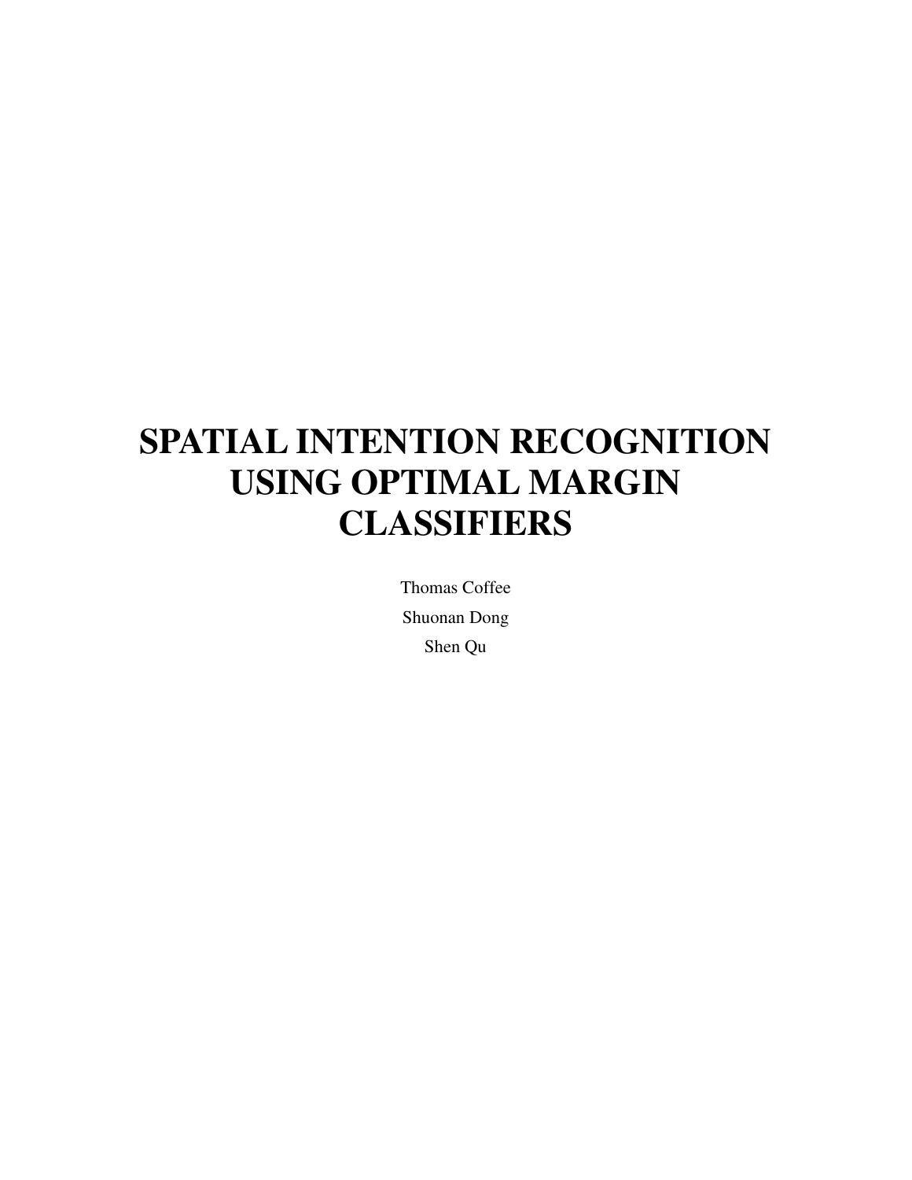# SPATIAL INTENTION RECOGNITION USING OPTIMAL MARGIN CLASSIFIERS

Thomas Coffee

Shuonan Dong

Shen Qu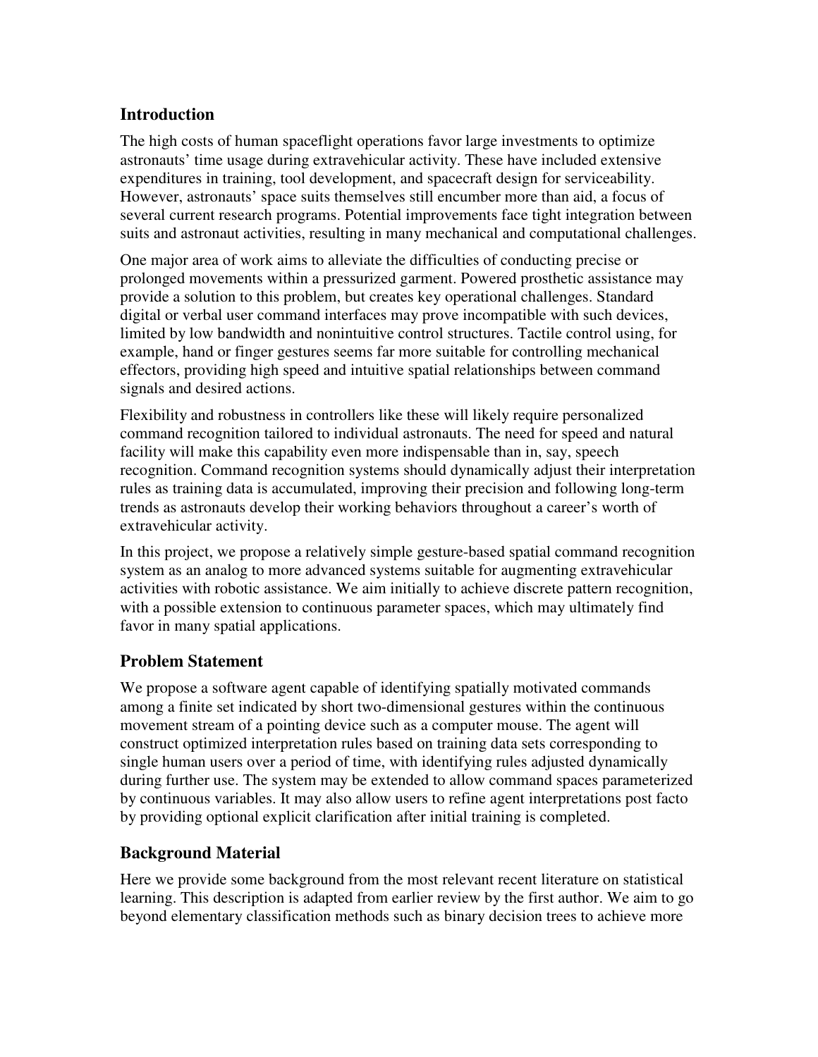## Introduction

The high costs of human spaceflight operations favor large investments to optimize astronauts' time usage during extravehicular activity. These have included extensive expenditures in training, tool development, and spacecraft design for serviceability. However, astronauts' space suits themselves still encumber more than aid, a focus of several current research programs. Potential improvements face tight integration between suits and astronaut activities, resulting in many mechanical and computational challenges.

One major area of work aims to alleviate the difficulties of conducting precise or prolonged movements within a pressurized garment. Powered prosthetic assistance may provide a solution to this problem, but creates key operational challenges. Standard digital or verbal user command interfaces may prove incompatible with such devices, limited by low bandwidth and nonintuitive control structures. Tactile control using, for example, hand or finger gestures seems far more suitable for controlling mechanical effectors, providing high speed and intuitive spatial relationships between command signals and desired actions.

Flexibility and robustness in controllers like these will likely require personalized command recognition tailored to individual astronauts. The need for speed and natural facility will make this capability even more indispensable than in, say, speech recognition. Command recognition systems should dynamically adjust their interpretation rules as training data is accumulated, improving their precision and following long-term trends as astronauts develop their working behaviors throughout a career's worth of extravehicular activity.

In this project, we propose a relatively simple gesture-based spatial command recognition system as an analog to more advanced systems suitable for augmenting extravehicular activities with robotic assistance. We aim initially to achieve discrete pattern recognition, with a possible extension to continuous parameter spaces, which may ultimately find favor in many spatial applications.

## Problem Statement

We propose a software agent capable of identifying spatially motivated commands among a finite set indicated by short two-dimensional gestures within the continuous movement stream of a pointing device such as a computer mouse. The agent will construct optimized interpretation rules based on training data sets corresponding to single human users over a period of time, with identifying rules adjusted dynamically during further use. The system may be extended to allow command spaces parameterized by continuous variables. It may also allow users to refine agent interpretations post facto by providing optional explicit clarification after initial training is completed.

## Background Material

Here we provide some background from the most relevant recent literature on statistical learning. This description is adapted from earlier review by the first author. We aim to go beyond elementary classification methods such as binary decision trees to achieve more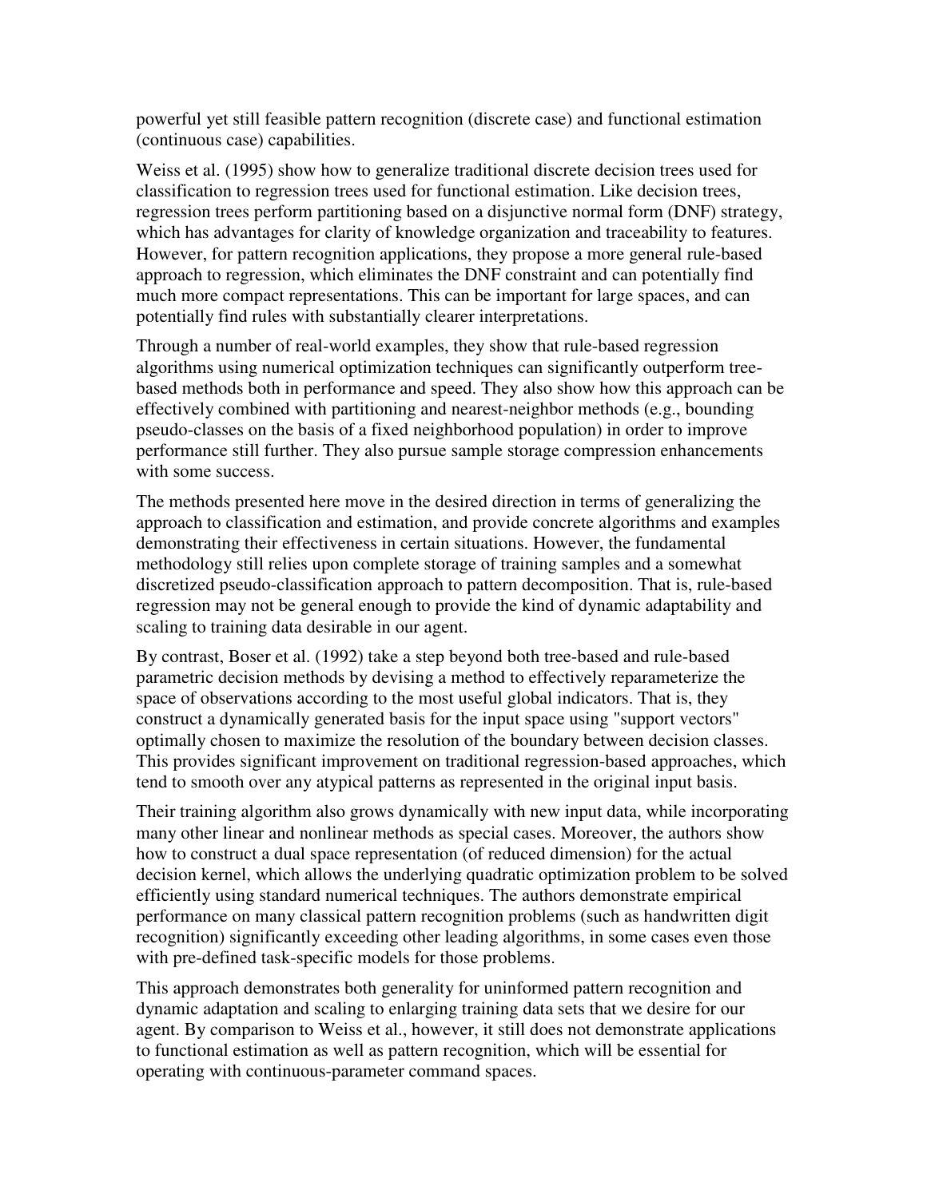powerful yet still feasible pattern recognition (discrete case) and functional estimation (continuous case) capabilities.

Weiss et al. (1995) show how to generalize traditional discrete decision trees used for classification to regression trees used for functional estimation. Like decision trees, regression trees perform partitioning based on a disjunctive normal form (DNF) strategy, which has advantages for clarity of knowledge organization and traceability to features. However, for pattern recognition applications, they propose a more general rule-based approach to regression, which eliminates the DNF constraint and can potentially find much more compact representations. This can be important for large spaces, and can potentially find rules with substantially clearer interpretations.

Through a number of real-world examples, they show that rule-based regression algorithms using numerical optimization techniques can significantly outperform tree-based methods both in performance and speed. They also show how this approach can be effectively combined with partitioning and nearest-neighbor methods (e.g., bounding pseudo-classes on the basis of a fixed neighborhood population) in order to improve performance still further. They also pursue sample storage compression enhancements with some success.

The methods presented here move in the desired direction in terms of generalizing the approach to classification and estimation, and provide concrete algorithms and examples demonstrating their effectiveness in certain situations. However, the fundamental methodology still relies upon complete storage of training samples and a somewhat discretized pseudo-classification approach to pattern decomposition. That is, rule-based regression may not be general enough to provide the kind of dynamic adaptability and scaling to training data desirable in our agent.

By contrast, Boser et al. (1992) take a step beyond both tree-based and rule-based parametric decision methods by devising a method to effectively reparameterize the space of observations according to the most useful global indicators. That is, they construct a dynamically generated basis for the input space using "support vectors" optimally chosen to maximize the resolution of the boundary between decision classes. This provides significant improvement on traditional regression-based approaches, which tend to smooth over any atypical patterns as represented in the original input basis.

Their training algorithm also grows dynamically with new input data, while incorporating many other linear and nonlinear methods as special cases. Moreover, the authors show how to construct a dual space representation (of reduced dimension) for the actual decision kernel, which allows the underlying quadratic optimization problem to be solved efficiently using standard numerical techniques. The authors demonstrate empirical performance on many classical pattern recognition problems (such as handwritten digit recognition) significantly exceeding other leading algorithms, in some cases even those with pre-defined task-specific models for those problems.

This approach demonstrates both generality for uninformed pattern recognition and dynamic adaptation and scaling to enlarging training data sets that we desire for our agent. By comparison to Weiss et al., however, it still does not demonstrate applications to functional estimation as well as pattern recognition, which will be essential for operating with continuous-parameter command spaces.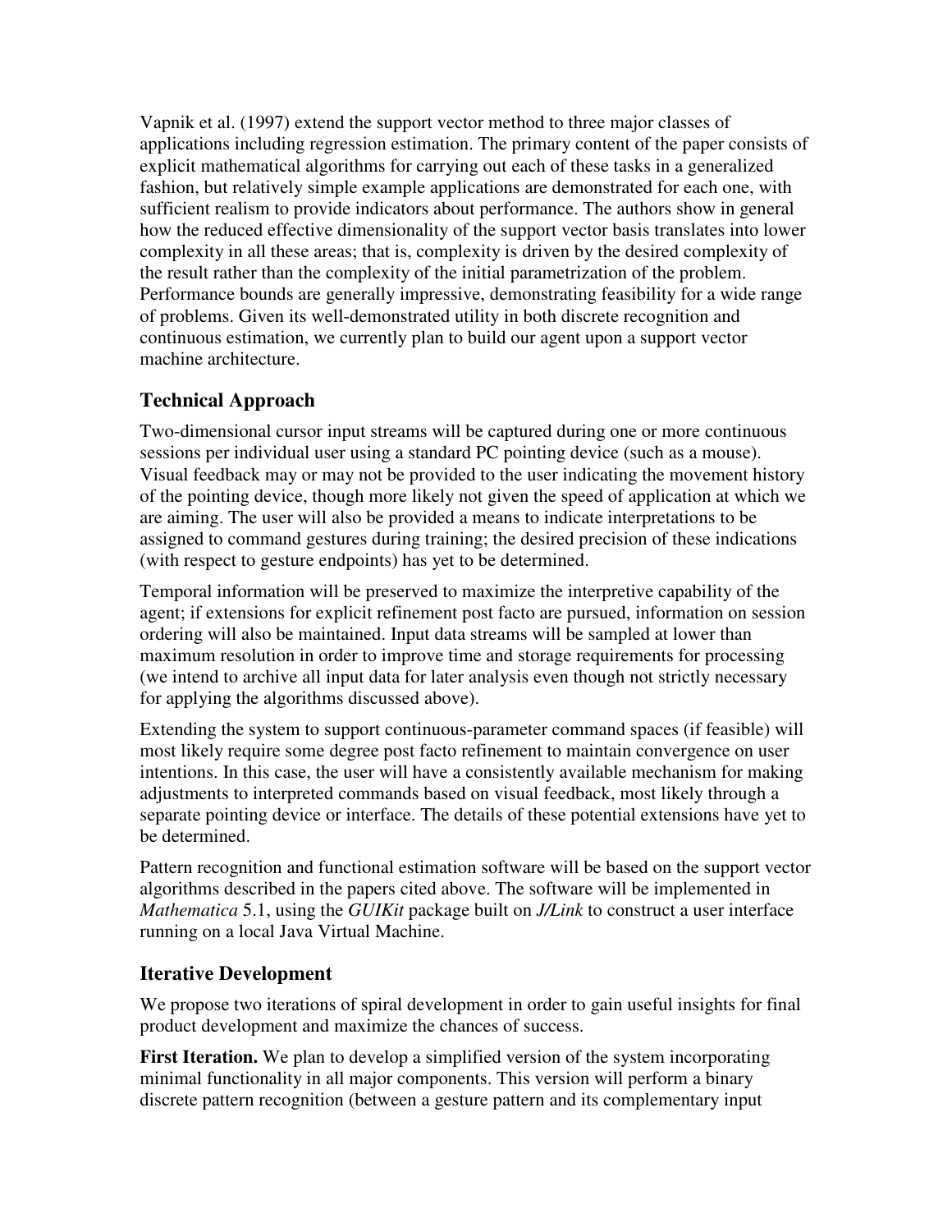Vapnik et al. (1997) extend the support vector method to three major classes of applications including regression estimation. The primary content of the paper consists of explicit mathematical algorithms for carrying out each of these tasks in a generalized fashion, but relatively simple example applications are demonstrated for each one, with sufficient realism to provide indicators about performance. The authors show in general how the reduced effective dimensionality of the support vector basis translates into lower complexity in all these areas; that is, complexity is driven by the desired complexity of the result rather than the complexity of the initial parametrization of the problem. Performance bounds are generally impressive, demonstrating feasibility for a wide range of problems. Given its well-demonstrated utility in both discrete recognition and continuous estimation, we currently plan to build our agent upon a support vector machine architecture.

## Technical Approach

Two-dimensional cursor input streams will be captured during one or more continuous sessions per individual user using a standard PC pointing device (such as a mouse). Visual feedback may or may not be provided to the user indicating the movement history of the pointing device, though more likely not given the speed of application at which we are aiming. The user will also be provided a means to indicate interpretations to be assigned to command gestures during training; the desired precision of these indications (with respect to gesture endpoints) has yet to be determined.

Temporal information will be preserved to maximize the interpretive capability of the agent; if extensions for explicit refinement post facto are pursued, information on session ordering will also be maintained. Input data streams will be sampled at lower than maximum resolution in order to improve time and storage requirements for processing (we intend to archive all input data for later analysis even though not strictly necessary for applying the algorithms discussed above).

Extending the system to support continuous-parameter command spaces (if feasible) will most likely require some degree post facto refinement to maintain convergence on user intentions. In this case, the user will have a consistently available mechanism for making adjustments to interpreted commands based on visual feedback, most likely through a separate pointing device or interface. The details of these potential extensions have yet to be determined.

Pattern recognition and functional estimation software will be based on the support vector algorithms described in the papers cited above. The software will be implemented in *Mathematica* 5.1, using the *GUIKit* package built on *J/Link* to construct a user interface running on a local Java Virtual Machine.

## Iterative Development

We propose two iterations of spiral development in order to gain useful insights for final product development and maximize the chances of success.

**First Iteration.** We plan to develop a simplified version of the system incorporating minimal functionality in all major components. This version will perform a binary discrete pattern recognition (between a gesture pattern and its complementary input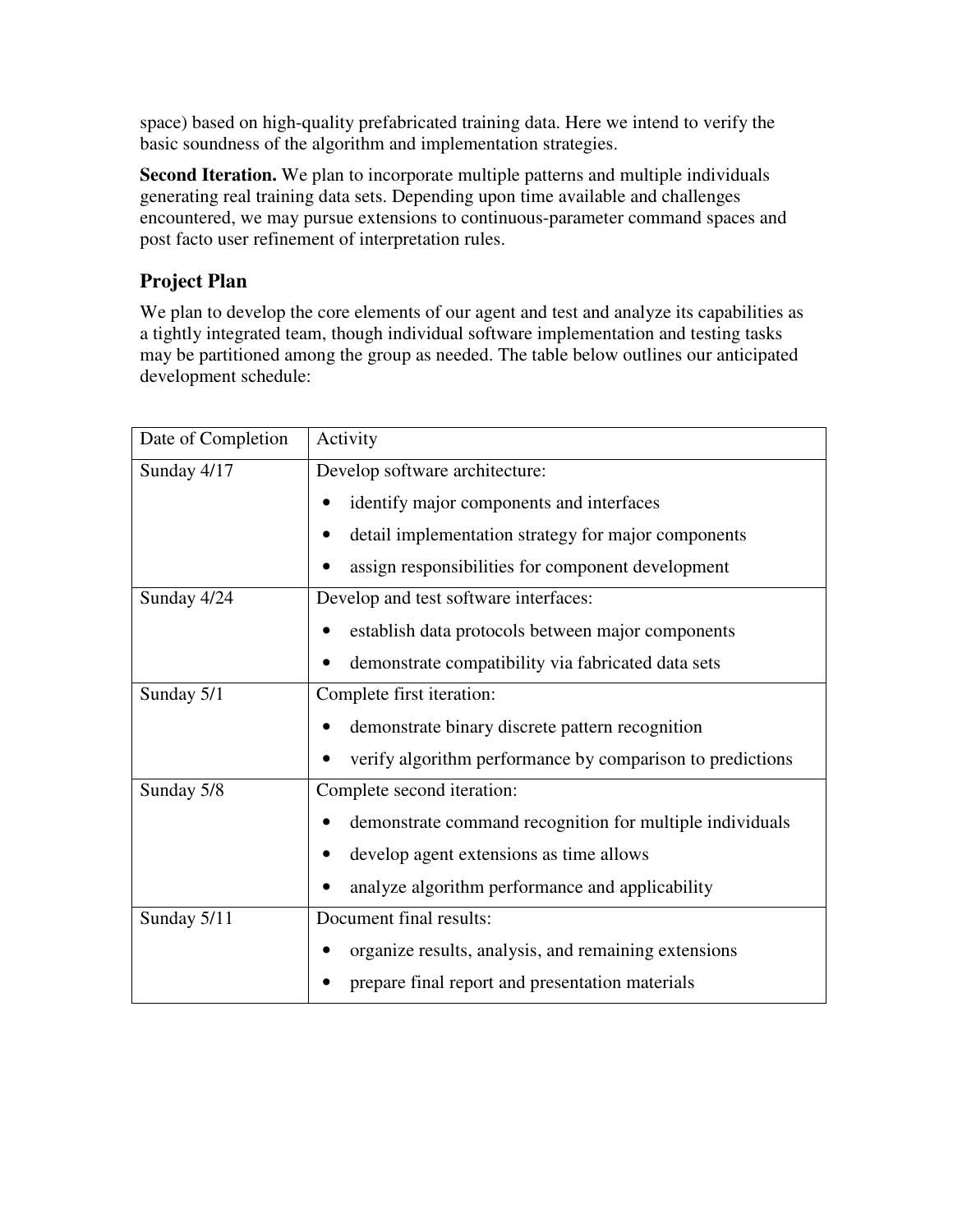space) based on high-quality prefabricated training data. Here we intend to verify the basic soundness of the algorithm and implementation strategies.

**Second Iteration.** We plan to incorporate multiple patterns and multiple individuals generating real training data sets. Depending upon time available and challenges encountered, we may pursue extensions to continuous-parameter command spaces and post facto user refinement of interpretation rules.

## Project Plan

We plan to develop the core elements of our agent and test and analyze its capabilities as a tightly integrated team, though individual software implementation and testing tasks may be partitioned among the group as needed. The table below outlines our anticipated development schedule:

| Date of Completion | Activity |
|---|---|
| Sunday 4/17 | Develop software architecture:<br>• identify major components and interfaces<br>• detail implementation strategy for major components<br>• assign responsibilities for component development |
| Sunday 4/24 | Develop and test software interfaces:<br>• establish data protocols between major components<br>• demonstrate compatibility via fabricated data sets |
| Sunday 5/1 | Complete first iteration:<br>• demonstrate binary discrete pattern recognition<br>• verify algorithm performance by comparison to predictions |
| Sunday 5/8 | Complete second iteration:<br>• demonstrate command recognition for multiple individuals<br>• develop agent extensions as time allows<br>• analyze algorithm performance and applicability |
| Sunday 5/11 | Document final results:<br>• organize results, analysis, and remaining extensions<br>• prepare final report and presentation materials |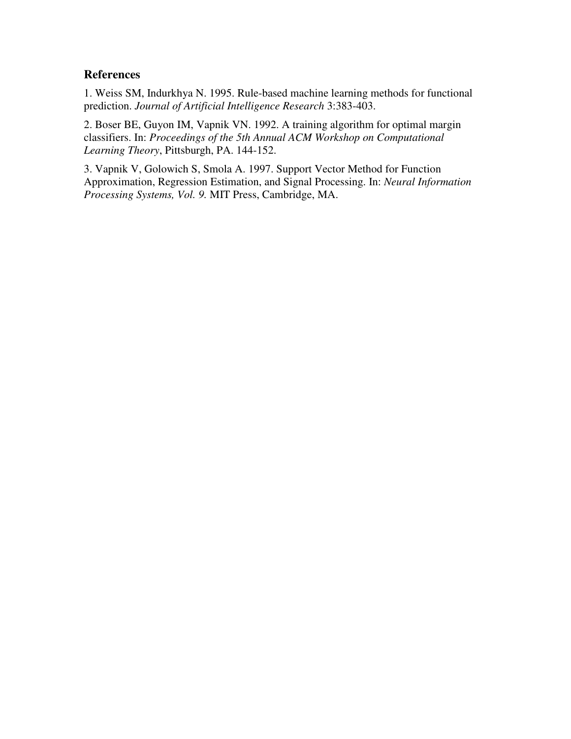## References

1. Weiss SM, Indurkhya N. 1995. Rule-based machine learning methods for functional prediction. *Journal of Artificial Intelligence Research* 3:383-403.

2. Boser BE, Guyon IM, Vapnik VN. 1992. A training algorithm for optimal margin classifiers. In: *Proceedings of the 5th Annual ACM Workshop on Computational Learning Theory*, Pittsburgh, PA. 144-152.

3. Vapnik V, Golowich S, Smola A. 1997. Support Vector Method for Function Approximation, Regression Estimation, and Signal Processing. In: *Neural Information Processing Systems, Vol. 9.* MIT Press, Cambridge, MA.